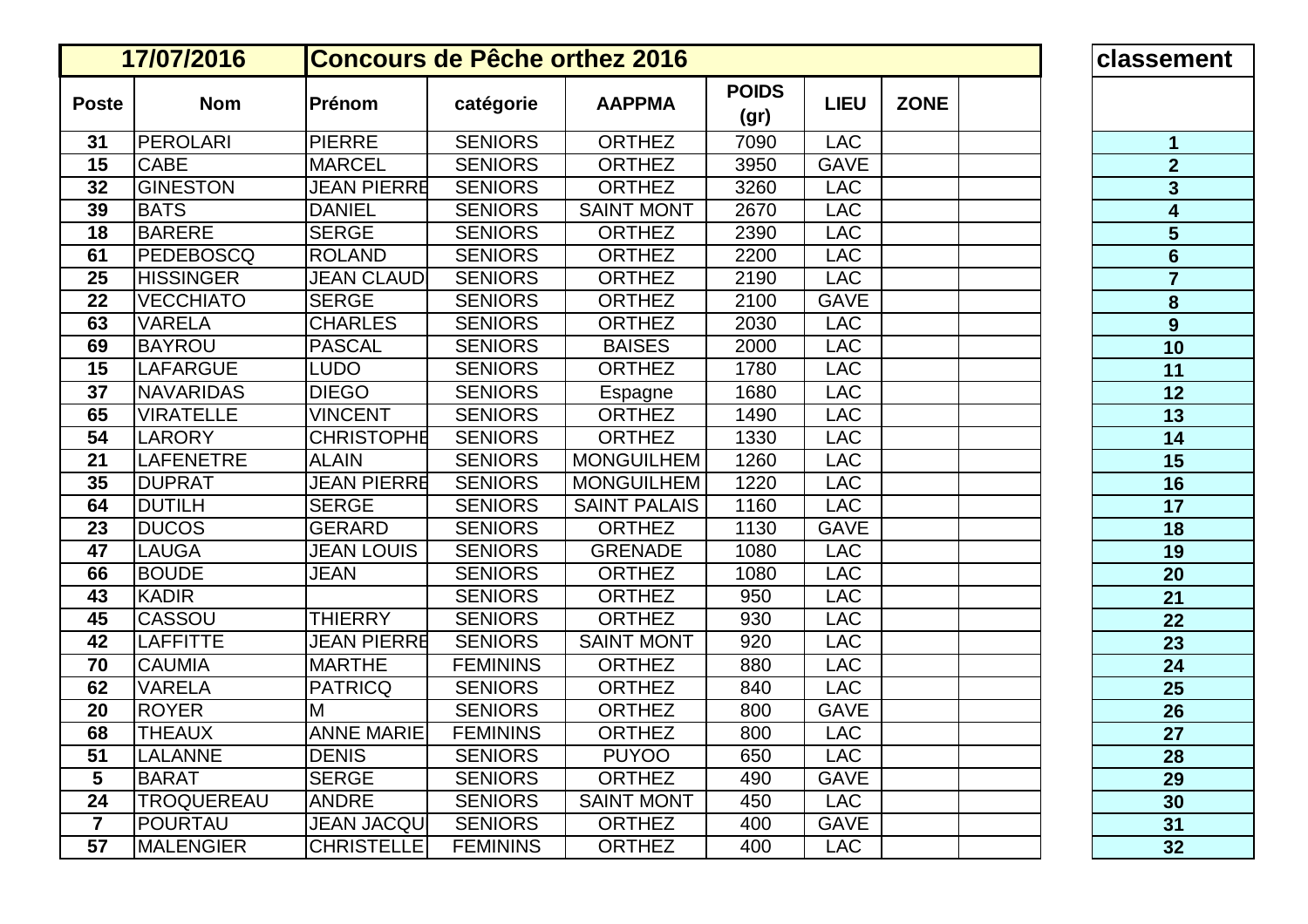| 17/07/2016 | Concours de Pêche orthez 2016 | | | | | | | | classement |
|---|---|---|---|---|---|---|---|---|---|
| Poste | Nom | Prénom | catégorie | AAPPMA | POIDS (gr) | LIEU | ZONE | | |
| 31 | PEROLARI | PIERRE | SENIORS | ORTHEZ | 7090 | LAC | | | 1 |
| 15 | CABE | MARCEL | SENIORS | ORTHEZ | 3950 | GAVE | | | 2 |
| 32 | GINESTON | JEAN PIERRE | SENIORS | ORTHEZ | 3260 | LAC | | | 3 |
| 39 | BATS | DANIEL | SENIORS | SAINT MONT | 2670 | LAC | | | 4 |
| 18 | BARERE | SERGE | SENIORS | ORTHEZ | 2390 | LAC | | | 5 |
| 61 | PEDEBOSCQ | ROLAND | SENIORS | ORTHEZ | 2200 | LAC | | | 6 |
| 25 | HISSINGER | JEAN CLAUD | SENIORS | ORTHEZ | 2190 | LAC | | | 7 |
| 22 | VECCHIATO | SERGE | SENIORS | ORTHEZ | 2100 | GAVE | | | 8 |
| 63 | VARELA | CHARLES | SENIORS | ORTHEZ | 2030 | LAC | | | 9 |
| 69 | BAYROU | PASCAL | SENIORS | BAISES | 2000 | LAC | | | 10 |
| 15 | LAFARGUE | LUDO | SENIORS | ORTHEZ | 1780 | LAC | | | 11 |
| 37 | NAVARIDAS | DIEGO | SENIORS | Espagne | 1680 | LAC | | | 12 |
| 65 | VIRATELLE | VINCENT | SENIORS | ORTHEZ | 1490 | LAC | | | 13 |
| 54 | LARORY | CHRISTOPHE | SENIORS | ORTHEZ | 1330 | LAC | | | 14 |
| 21 | LAFENETRE | ALAIN | SENIORS | MONGUILHEM | 1260 | LAC | | | 15 |
| 35 | DUPRAT | JEAN PIERRE | SENIORS | MONGUILHEM | 1220 | LAC | | | 16 |
| 64 | DUTILH | SERGE | SENIORS | SAINT PALAIS | 1160 | LAC | | | 17 |
| 23 | DUCOS | GERARD | SENIORS | ORTHEZ | 1130 | GAVE | | | 18 |
| 47 | LAUGA | JEAN LOUIS | SENIORS | GRENADE | 1080 | LAC | | | 19 |
| 66 | BOUDE | JEAN | SENIORS | ORTHEZ | 1080 | LAC | | | 20 |
| 43 | KADIR | | SENIORS | ORTHEZ | 950 | LAC | | | 21 |
| 45 | CASSOU | THIERRY | SENIORS | ORTHEZ | 930 | LAC | | | 22 |
| 42 | LAFFITTE | JEAN PIERRE | SENIORS | SAINT MONT | 920 | LAC | | | 23 |
| 70 | CAUMIA | MARTHE | FEMININS | ORTHEZ | 880 | LAC | | | 24 |
| 62 | VARELA | PATRICQ | SENIORS | ORTHEZ | 840 | LAC | | | 25 |
| 20 | ROYER | M | SENIORS | ORTHEZ | 800 | GAVE | | | 26 |
| 68 | THEAUX | ANNE MARIE | FEMININS | ORTHEZ | 800 | LAC | | | 27 |
| 51 | LALANNE | DENIS | SENIORS | PUYOO | 650 | LAC | | | 28 |
| 5 | BARAT | SERGE | SENIORS | ORTHEZ | 490 | GAVE | | | 29 |
| 24 | TROQUEREAU | ANDRE | SENIORS | SAINT MONT | 450 | LAC | | | 30 |
| 7 | POURTAU | JEAN JACQU | SENIORS | ORTHEZ | 400 | GAVE | | | 31 |
| 57 | MALENGIER | CHRISTELLE | FEMININS | ORTHEZ | 400 | LAC | | | 32 |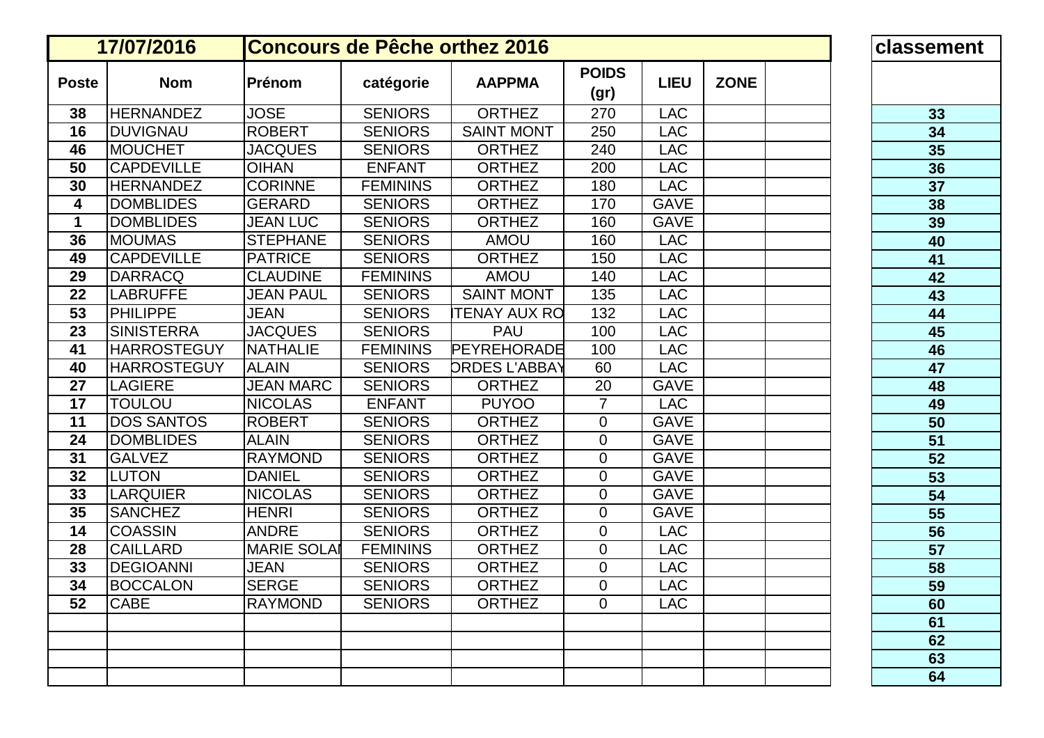| 17/07/2016 | | Concours de Pêche orthez 2016 | | | | | | | | classement |
|---|---|---|---|---|---|---|---|---|---|---|
| Poste | Nom | Prénom | catégorie | AAPPMA | POIDS (gr) | LIEU | ZONE | | | |
| 38 | HERNANDEZ | JOSE | SENIORS | ORTHEZ | 270 | LAC | | | | 33 |
| 16 | DUVIGNAU | ROBERT | SENIORS | SAINT MONT | 250 | LAC | | | | 34 |
| 46 | MOUCHET | JACQUES | SENIORS | ORTHEZ | 240 | LAC | | | | 35 |
| 50 | CAPDEVILLE | OIHAN | ENFANT | ORTHEZ | 200 | LAC | | | | 36 |
| 30 | HERNANDEZ | CORINNE | FEMININS | ORTHEZ | 180 | LAC | | | | 37 |
| 4 | DOMBLIDES | GERARD | SENIORS | ORTHEZ | 170 | GAVE | | | | 38 |
| 1 | DOMBLIDES | JEAN LUC | SENIORS | ORTHEZ | 160 | GAVE | | | | 39 |
| 36 | MOUMAS | STEPHANE | SENIORS | AMOU | 160 | LAC | | | | 40 |
| 49 | CAPDEVILLE | PATRICE | SENIORS | ORTHEZ | 150 | LAC | | | | 41 |
| 29 | DARRACQ | CLAUDINE | FEMININS | AMOU | 140 | LAC | | | | 42 |
| 22 | LABRUFFE | JEAN PAUL | SENIORS | SAINT MONT | 135 | LAC | | | | 43 |
| 53 | PHILIPPE | JEAN | SENIORS | ITENAY AUX RO | 132 | LAC | | | | 44 |
| 23 | SINISTERRA | JACQUES | SENIORS | PAU | 100 | LAC | | | | 45 |
| 41 | HARROSTEGUY | NATHALIE | FEMININS | PEYREHORADE | 100 | LAC | | | | 46 |
| 40 | HARROSTEGUY | ALAIN | SENIORS | ORDES L'ABBAY | 60 | LAC | | | | 47 |
| 27 | LAGIERE | JEAN MARC | SENIORS | ORTHEZ | 20 | GAVE | | | | 48 |
| 17 | TOULOU | NICOLAS | ENFANT | PUYOO | 7 | LAC | | | | 49 |
| 11 | DOS SANTOS | ROBERT | SENIORS | ORTHEZ | 0 | GAVE | | | | 50 |
| 24 | DOMBLIDES | ALAIN | SENIORS | ORTHEZ | 0 | GAVE | | | | 51 |
| 31 | GALVEZ | RAYMOND | SENIORS | ORTHEZ | 0 | GAVE | | | | 52 |
| 32 | LUTON | DANIEL | SENIORS | ORTHEZ | 0 | GAVE | | | | 53 |
| 33 | LARQUIER | NICOLAS | SENIORS | ORTHEZ | 0 | GAVE | | | | 54 |
| 35 | SANCHEZ | HENRI | SENIORS | ORTHEZ | 0 | GAVE | | | | 55 |
| 14 | COASSIN | ANDRE | SENIORS | ORTHEZ | 0 | LAC | | | | 56 |
| 28 | CAILLARD | MARIE SOLAI | FEMININS | ORTHEZ | 0 | LAC | | | | 57 |
| 33 | DEGIOANNI | JEAN | SENIORS | ORTHEZ | 0 | LAC | | | | 58 |
| 34 | BOCCALON | SERGE | SENIORS | ORTHEZ | 0 | LAC | | | | 59 |
| 52 | CABE | RAYMOND | SENIORS | ORTHEZ | 0 | LAC | | | | 60 |
| | | | | | | | | | | 61 |
| | | | | | | | | | | 62 |
| | | | | | | | | | | 63 |
| | | | | | | | | | | 64 |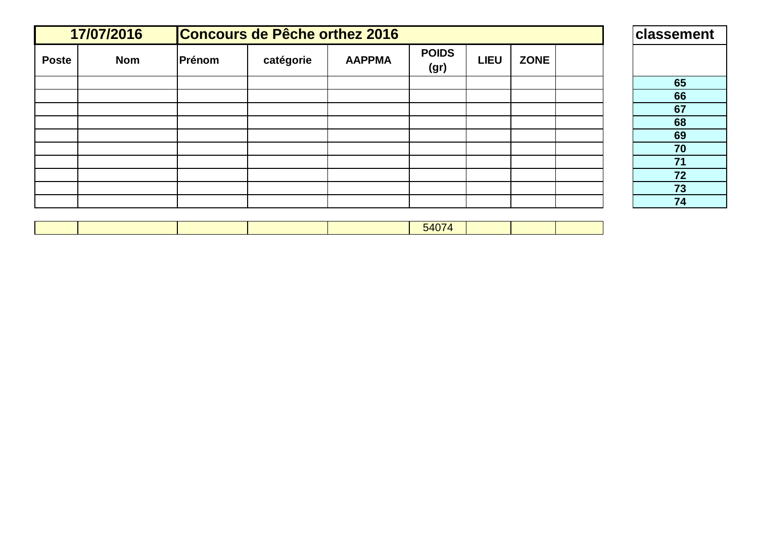| 17/07/2016 | | Concours de Pêche orthez 2016 | | | | | | | | classement |
|---|---|---|---|---|---|---|---|---|---|---|
| Poste | Nom | Prénom | catégorie | AAPPMA | POIDS (gr) | LIEU | ZONE | | | |
| | | | | | | | | | | 65 |
| | | | | | | | | | | 66 |
| | | | | | | | | | | 67 |
| | | | | | | | | | | 68 |
| | | | | | | | | | | 69 |
| | | | | | | | | | | 70 |
| | | | | | | | | | | 71 |
| | | | | | | | | | | 72 |
| | | | | | | | | | | 73 |
| | | | | | | | | | | 74 |

| | | | | | | | | |
|---|---|---|---|---|---|---|---|---|
| | | | | | 54074 | | | |